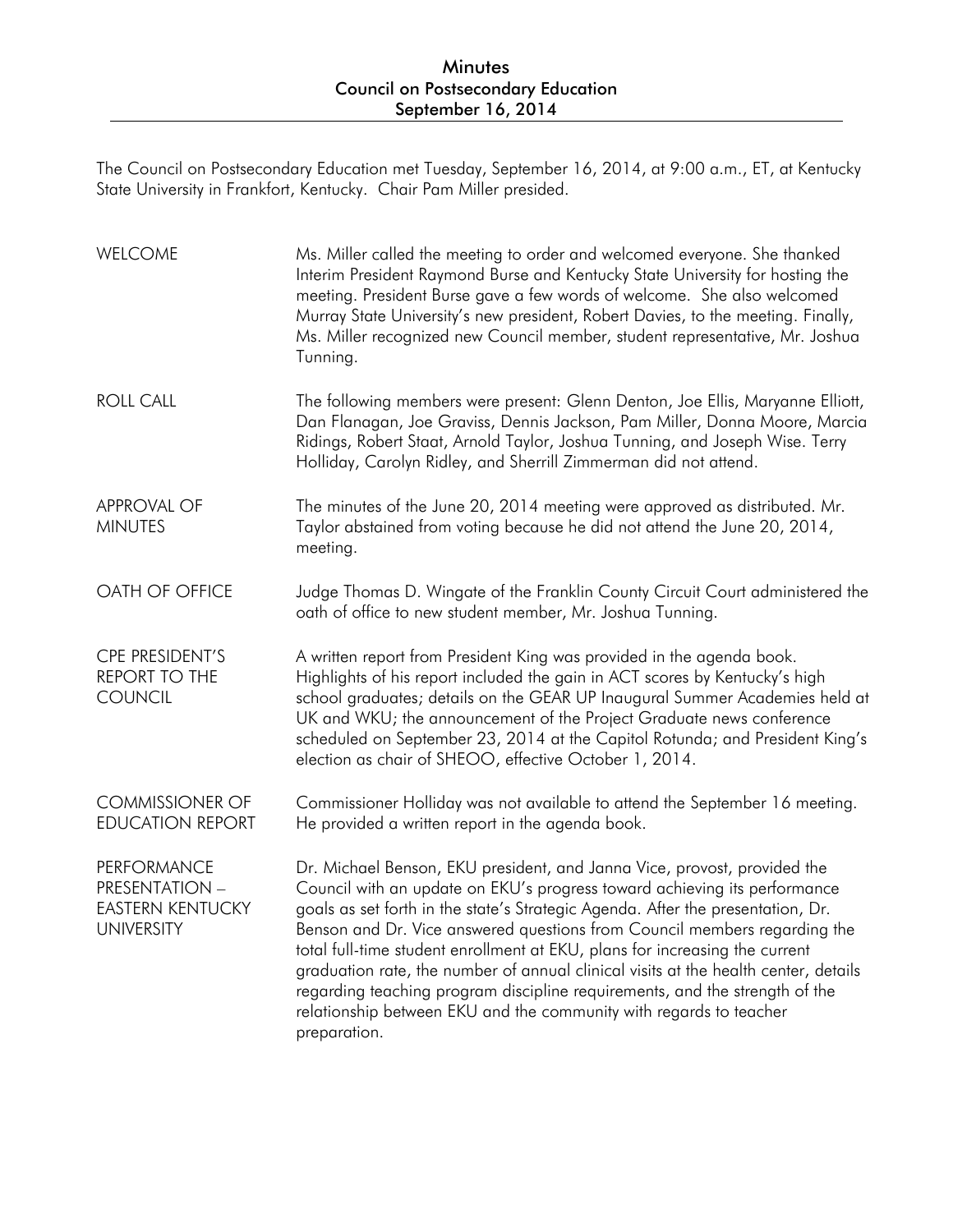# Minutes
## Council on Postsecondary Education
## September 16, 2014

The Council on Postsecondary Education met Tuesday, September 16, 2014, at 9:00 a.m., ET, at Kentucky State University in Frankfort, Kentucky. Chair Pam Miller presided.

**WELCOME**

Ms. Miller called the meeting to order and welcomed everyone. She thanked Interim President Raymond Burse and Kentucky State University for hosting the meeting. President Burse gave a few words of welcome. She also welcomed Murray State University's new president, Robert Davies, to the meeting. Finally, Ms. Miller recognized new Council member, student representative, Mr. Joshua Tunning.

**ROLL CALL**

The following members were present: Glenn Denton, Joe Ellis, Maryanne Elliott, Dan Flanagan, Joe Graviss, Dennis Jackson, Pam Miller, Donna Moore, Marcia Ridings, Robert Staat, Arnold Taylor, Joshua Tunning, and Joseph Wise. Terry Holliday, Carolyn Ridley, and Sherrill Zimmerman did not attend.

**APPROVAL OF MINUTES**

The minutes of the June 20, 2014 meeting were approved as distributed. Mr. Taylor abstained from voting because he did not attend the June 20, 2014, meeting.

**OATH OF OFFICE**

Judge Thomas D. Wingate of the Franklin County Circuit Court administered the oath of office to new student member, Mr. Joshua Tunning.

**CPE PRESIDENT'S REPORT TO THE COUNCIL**

A written report from President King was provided in the agenda book. Highlights of his report included the gain in ACT scores by Kentucky's high school graduates; details on the GEAR UP Inaugural Summer Academies held at UK and WKU; the announcement of the Project Graduate news conference scheduled on September 23, 2014 at the Capitol Rotunda; and President King's election as chair of SHEOO, effective October 1, 2014.

**COMMISSIONER OF EDUCATION REPORT**

Commissioner Holliday was not available to attend the September 16 meeting. He provided a written report in the agenda book.

**PERFORMANCE PRESENTATION – EASTERN KENTUCKY UNIVERSITY**

Dr. Michael Benson, EKU president, and Janna Vice, provost, provided the Council with an update on EKU's progress toward achieving its performance goals as set forth in the state's Strategic Agenda. After the presentation, Dr. Benson and Dr. Vice answered questions from Council members regarding the total full-time student enrollment at EKU, plans for increasing the current graduation rate, the number of annual clinical visits at the health center, details regarding teaching program discipline requirements, and the strength of the relationship between EKU and the community with regards to teacher preparation.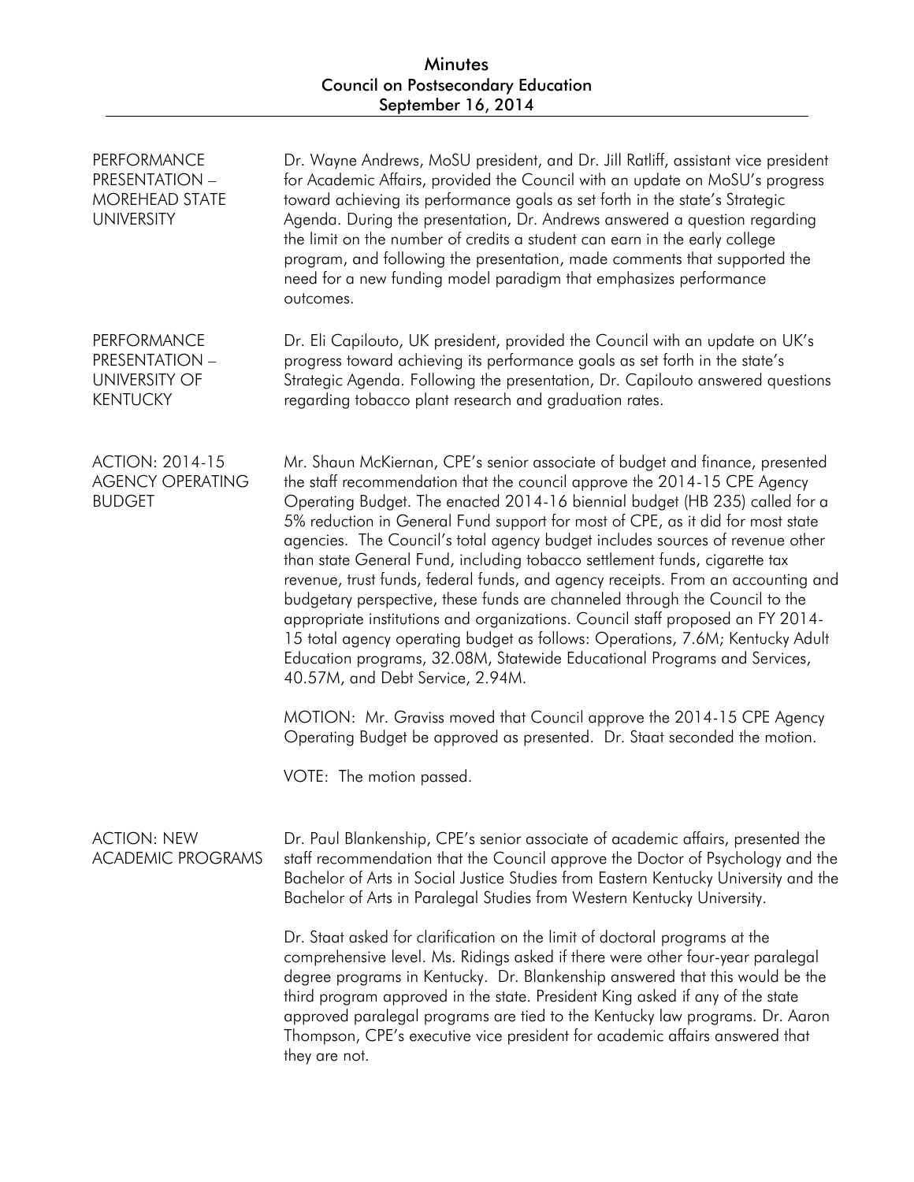**PERFORMANCE PRESENTATION – MOREHEAD STATE UNIVERSITY**

Dr. Wayne Andrews, MoSU president, and Dr. Jill Ratliff, assistant vice president for Academic Affairs, provided the Council with an update on MoSU's progress toward achieving its performance goals as set forth in the state's Strategic Agenda. During the presentation, Dr. Andrews answered a question regarding the limit on the number of credits a student can earn in the early college program, and following the presentation, made comments that supported the need for a new funding model paradigm that emphasizes performance outcomes.

**PERFORMANCE PRESENTATION – UNIVERSITY OF KENTUCKY**

Dr. Eli Capilouto, UK president, provided the Council with an update on UK's progress toward achieving its performance goals as set forth in the state's Strategic Agenda. Following the presentation, Dr. Capilouto answered questions regarding tobacco plant research and graduation rates.

**ACTION: 2014-15 AGENCY OPERATING BUDGET**

Mr. Shaun McKiernan, CPE's senior associate of budget and finance, presented the staff recommendation that the council approve the 2014-15 CPE Agency Operating Budget. The enacted 2014-16 biennial budget (HB 235) called for a 5% reduction in General Fund support for most of CPE, as it did for most state agencies. The Council's total agency budget includes sources of revenue other than state General Fund, including tobacco settlement funds, cigarette tax revenue, trust funds, federal funds, and agency receipts. From an accounting and budgetary perspective, these funds are channeled through the Council to the appropriate institutions and organizations. Council staff proposed an FY 2014-15 total agency operating budget as follows: Operations, 7.6M; Kentucky Adult Education programs, 32.08M, Statewide Educational Programs and Services, 40.57M, and Debt Service, 2.94M.

MOTION: Mr. Graviss moved that Council approve the 2014-15 CPE Agency Operating Budget be approved as presented. Dr. Staat seconded the motion.

VOTE: The motion passed.

**ACTION: NEW ACADEMIC PROGRAMS**

Dr. Paul Blankenship, CPE's senior associate of academic affairs, presented the staff recommendation that the Council approve the Doctor of Psychology and the Bachelor of Arts in Social Justice Studies from Eastern Kentucky University and the Bachelor of Arts in Paralegal Studies from Western Kentucky University.

Dr. Staat asked for clarification on the limit of doctoral programs at the comprehensive level. Ms. Ridings asked if there were other four-year paralegal degree programs in Kentucky. Dr. Blankenship answered that this would be the third program approved in the state. President King asked if any of the state approved paralegal programs are tied to the Kentucky law programs. Dr. Aaron Thompson, CPE's executive vice president for academic affairs answered that they are not.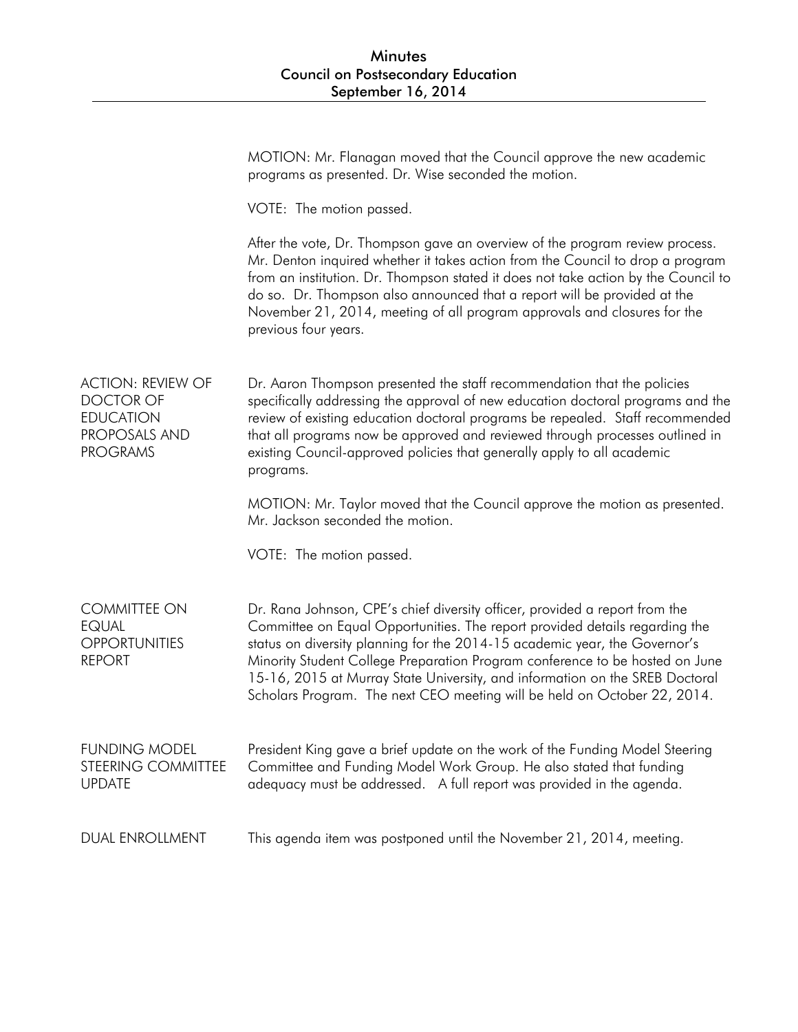MOTION: Mr. Flanagan moved that the Council approve the new academic programs as presented. Dr. Wise seconded the motion.

VOTE: The motion passed.

After the vote, Dr. Thompson gave an overview of the program review process. Mr. Denton inquired whether it takes action from the Council to drop a program from an institution. Dr. Thompson stated it does not take action by the Council to do so. Dr. Thompson also announced that a report will be provided at the November 21, 2014, meeting of all program approvals and closures for the previous four years.

## ACTION: REVIEW OF DOCTOR OF EDUCATION PROPOSALS AND PROGRAMS

Dr. Aaron Thompson presented the staff recommendation that the policies specifically addressing the approval of new education doctoral programs and the review of existing education doctoral programs be repealed. Staff recommended that all programs now be approved and reviewed through processes outlined in existing Council-approved policies that generally apply to all academic programs.

MOTION: Mr. Taylor moved that the Council approve the motion as presented. Mr. Jackson seconded the motion.

VOTE: The motion passed.

## COMMITTEE ON EQUAL OPPORTUNITIES REPORT

Dr. Rana Johnson, CPE's chief diversity officer, provided a report from the Committee on Equal Opportunities. The report provided details regarding the status on diversity planning for the 2014-15 academic year, the Governor's Minority Student College Preparation Program conference to be hosted on June 15-16, 2015 at Murray State University, and information on the SREB Doctoral Scholars Program. The next CEO meeting will be held on October 22, 2014.

## FUNDING MODEL STEERING COMMITTEE UPDATE

President King gave a brief update on the work of the Funding Model Steering Committee and Funding Model Work Group. He also stated that funding adequacy must be addressed. A full report was provided in the agenda.

## DUAL ENROLLMENT

This agenda item was postponed until the November 21, 2014, meeting.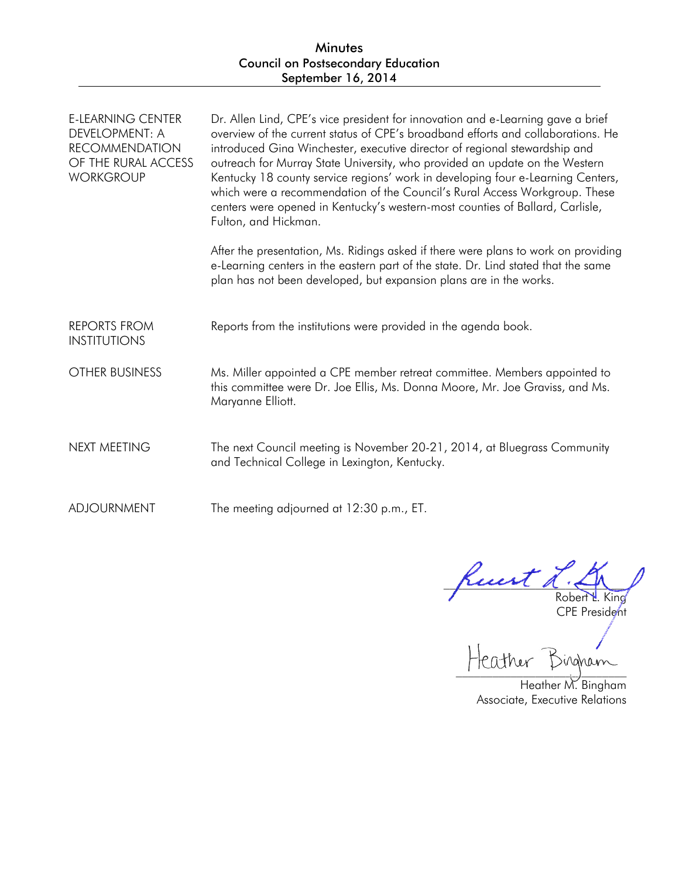E-LEARNING CENTER DEVELOPMENT: A RECOMMENDATION OF THE RURAL ACCESS WORKGROUP

Dr. Allen Lind, CPE's vice president for innovation and e-Learning gave a brief overview of the current status of CPE's broadband efforts and collaborations. He introduced Gina Winchester, executive director of regional stewardship and outreach for Murray State University, who provided an update on the Western Kentucky 18 county service regions' work in developing four e-Learning Centers, which were a recommendation of the Council's Rural Access Workgroup. These centers were opened in Kentucky's western-most counties of Ballard, Carlisle, Fulton, and Hickman.

After the presentation, Ms. Ridings asked if there were plans to work on providing e-Learning centers in the eastern part of the state. Dr. Lind stated that the same plan has not been developed, but expansion plans are in the works.

REPORTS FROM INSTITUTIONS

Reports from the institutions were provided in the agenda book.

OTHER BUSINESS

Ms. Miller appointed a CPE member retreat committee. Members appointed to this committee were Dr. Joe Ellis, Ms. Donna Moore, Mr. Joe Graviss, and Ms. Maryanne Elliott.

NEXT MEETING

The next Council meeting is November 20-21, 2014, at Bluegrass Community and Technical College in Lexington, Kentucky.

ADJOURNMENT

The meeting adjourned at 12:30 p.m., ET.

Robert L. King
CPE President

Heather M. Bingham
Associate, Executive Relations